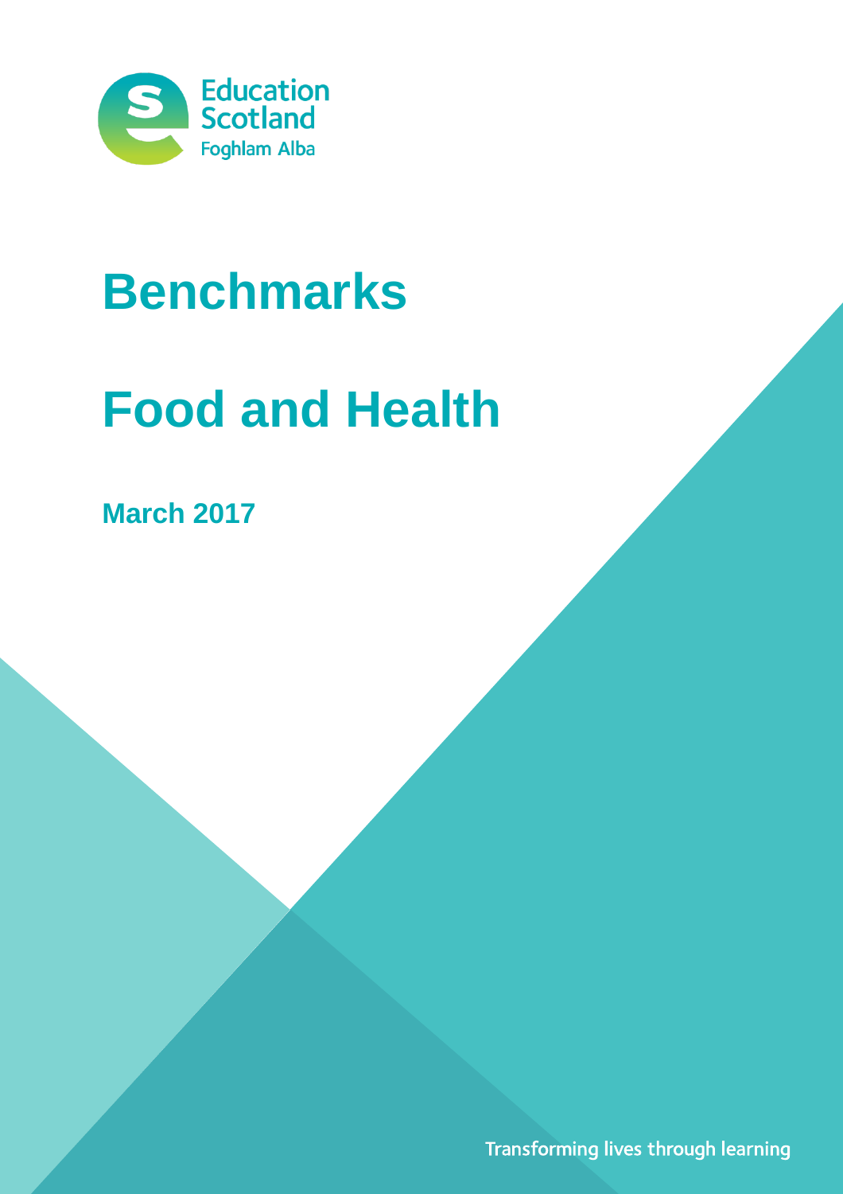Education Scotland
Foghlam Alba

# Benchmarks

# Food and Health

**March 2017**

Transforming lives through learning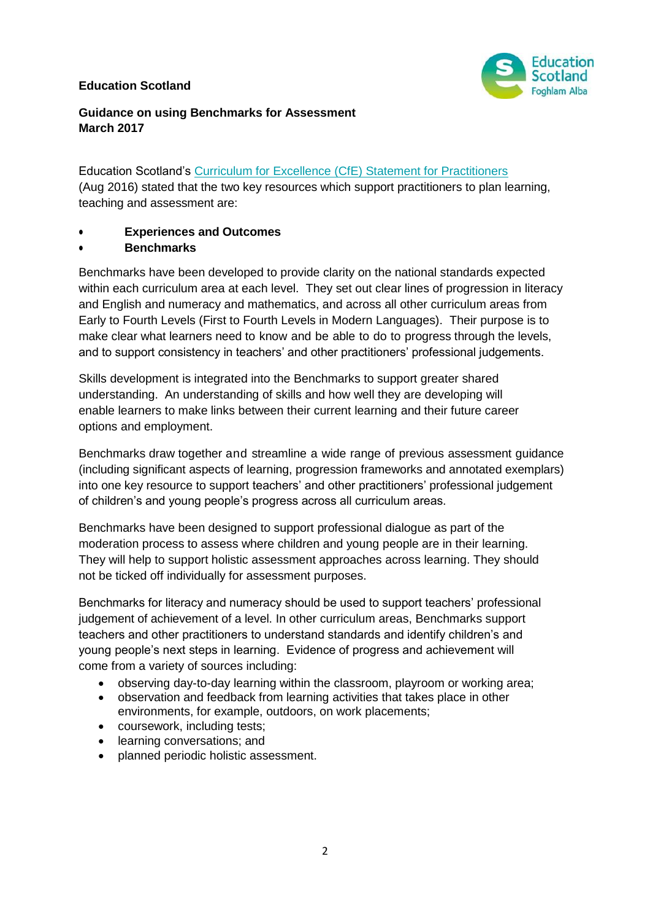**Education Scotland**

**Guidance on using Benchmarks for Assessment**
**March 2017**

Education Scotland's [Curriculum for Excellence (CfE) Statement for Practitioners](#) (Aug 2016) stated that the two key resources which support practitioners to plan learning, teaching and assessment are:

- **Experiences and Outcomes**
- **Benchmarks**

Benchmarks have been developed to provide clarity on the national standards expected within each curriculum area at each level. They set out clear lines of progression in literacy and English and numeracy and mathematics, and across all other curriculum areas from Early to Fourth Levels (First to Fourth Levels in Modern Languages). Their purpose is to make clear what learners need to know and be able to do to progress through the levels, and to support consistency in teachers' and other practitioners' professional judgements.

Skills development is integrated into the Benchmarks to support greater shared understanding. An understanding of skills and how well they are developing will enable learners to make links between their current learning and their future career options and employment.

Benchmarks draw together and streamline a wide range of previous assessment guidance (including significant aspects of learning, progression frameworks and annotated exemplars) into one key resource to support teachers' and other practitioners' professional judgement of children's and young people's progress across all curriculum areas.

Benchmarks have been designed to support professional dialogue as part of the moderation process to assess where children and young people are in their learning. They will help to support holistic assessment approaches across learning. They should not be ticked off individually for assessment purposes.

Benchmarks for literacy and numeracy should be used to support teachers' professional judgement of achievement of a level. In other curriculum areas, Benchmarks support teachers and other practitioners to understand standards and identify children's and young people's next steps in learning. Evidence of progress and achievement will come from a variety of sources including:

- observing day-to-day learning within the classroom, playroom or working area;
- observation and feedback from learning activities that takes place in other environments, for example, outdoors, on work placements;
- coursework, including tests;
- learning conversations; and
- planned periodic holistic assessment.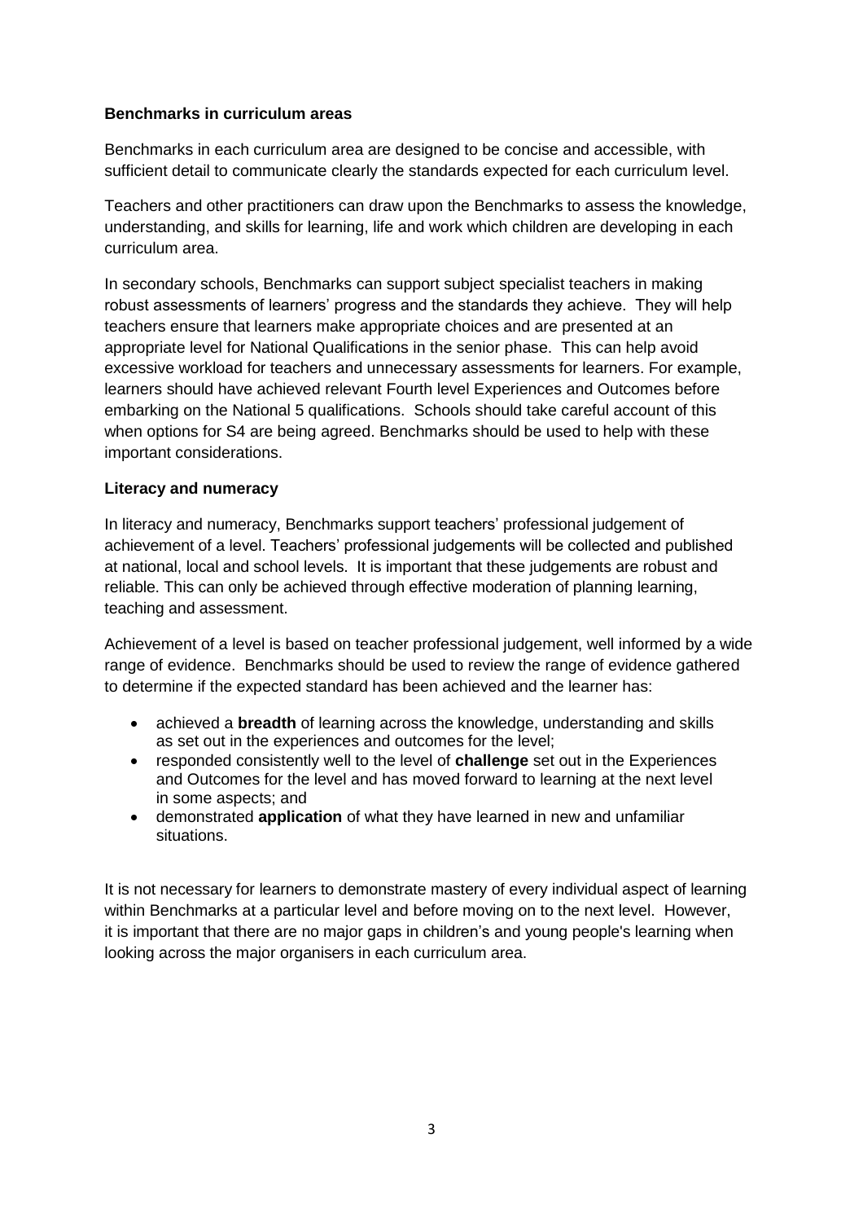### Benchmarks in curriculum areas

Benchmarks in each curriculum area are designed to be concise and accessible, with sufficient detail to communicate clearly the standards expected for each curriculum level.

Teachers and other practitioners can draw upon the Benchmarks to assess the knowledge, understanding, and skills for learning, life and work which children are developing in each curriculum area.

In secondary schools, Benchmarks can support subject specialist teachers in making robust assessments of learners' progress and the standards they achieve. They will help teachers ensure that learners make appropriate choices and are presented at an appropriate level for National Qualifications in the senior phase. This can help avoid excessive workload for teachers and unnecessary assessments for learners. For example, learners should have achieved relevant Fourth level Experiences and Outcomes before embarking on the National 5 qualifications. Schools should take careful account of this when options for S4 are being agreed. Benchmarks should be used to help with these important considerations.

### Literacy and numeracy

In literacy and numeracy, Benchmarks support teachers' professional judgement of achievement of a level. Teachers' professional judgements will be collected and published at national, local and school levels. It is important that these judgements are robust and reliable. This can only be achieved through effective moderation of planning learning, teaching and assessment.

Achievement of a level is based on teacher professional judgement, well informed by a wide range of evidence. Benchmarks should be used to review the range of evidence gathered to determine if the expected standard has been achieved and the learner has:

- achieved a **breadth** of learning across the knowledge, understanding and skills as set out in the experiences and outcomes for the level;
- responded consistently well to the level of **challenge** set out in the Experiences and Outcomes for the level and has moved forward to learning at the next level in some aspects; and
- demonstrated **application** of what they have learned in new and unfamiliar situations.

It is not necessary for learners to demonstrate mastery of every individual aspect of learning within Benchmarks at a particular level and before moving on to the next level. However, it is important that there are no major gaps in children's and young people's learning when looking across the major organisers in each curriculum area.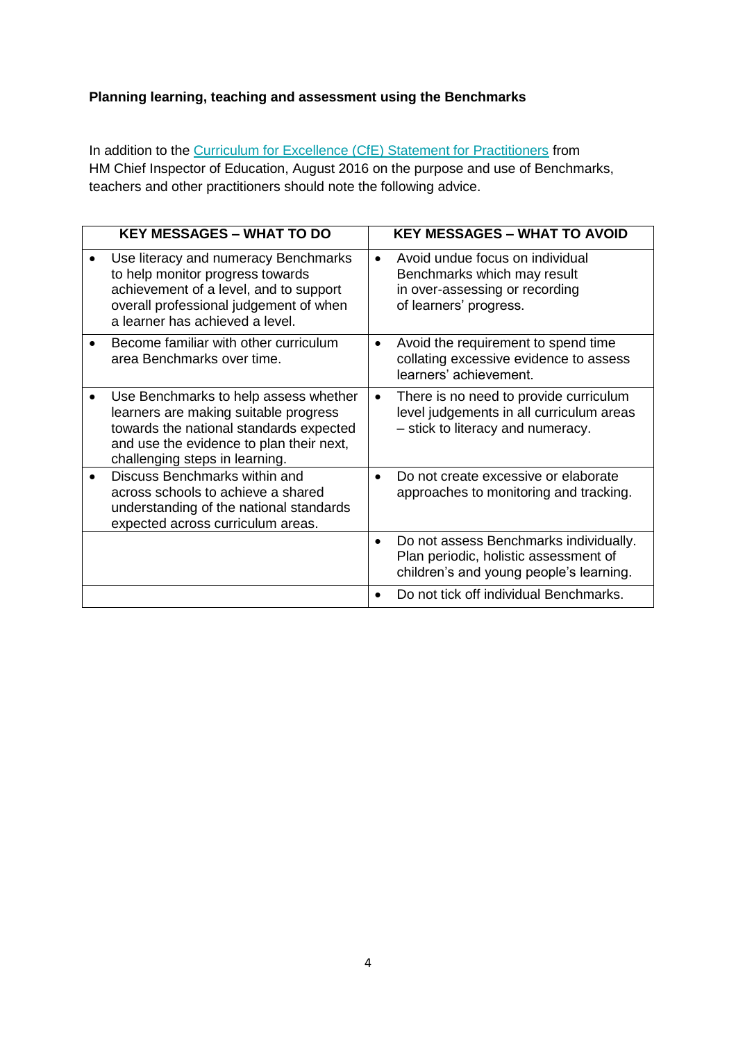**Planning learning, teaching and assessment using the Benchmarks**

In addition to the [Curriculum for Excellence (CfE) Statement for Practitioners] from HM Chief Inspector of Education, August 2016 on the purpose and use of Benchmarks, teachers and other practitioners should note the following advice.

| KEY MESSAGES – WHAT TO DO | KEY MESSAGES – WHAT TO AVOID |
|---|---|
| • Use literacy and numeracy Benchmarks to help monitor progress towards achievement of a level, and to support overall professional judgement of when a learner has achieved a level. | • Avoid undue focus on individual Benchmarks which may result in over-assessing or recording of learners' progress. |
| • Become familiar with other curriculum area Benchmarks over time. | • Avoid the requirement to spend time collating excessive evidence to assess learners' achievement. |
| • Use Benchmarks to help assess whether learners are making suitable progress towards the national standards expected and use the evidence to plan their next, challenging steps in learning. | • There is no need to provide curriculum level judgements in all curriculum areas – stick to literacy and numeracy. |
| • Discuss Benchmarks within and across schools to achieve a shared understanding of the national standards expected across curriculum areas. | • Do not create excessive or elaborate approaches to monitoring and tracking. |
| | • Do not assess Benchmarks individually. Plan periodic, holistic assessment of children's and young people's learning. |
| | • Do not tick off individual Benchmarks. |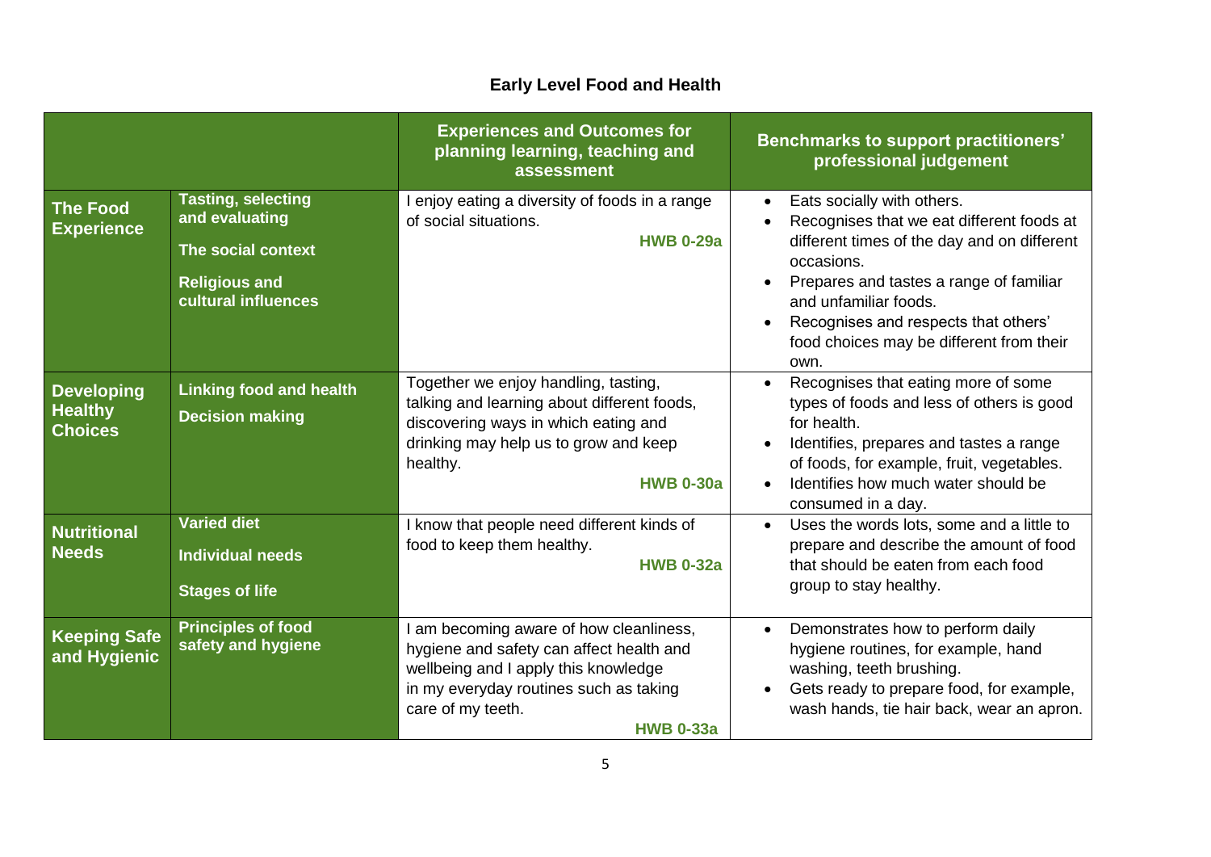# Early Level Food and Health

| | | Experiences and Outcomes for planning learning, teaching and assessment | Benchmarks to support practitioners' professional judgement |
|---|---|---|---|
| **The Food Experience** | **Tasting, selecting and evaluating**<br><br>**The social context**<br><br>**Religious and cultural influences** | I enjoy eating a diversity of foods in a range of social situations.<br>**HWB 0-29a** | • Eats socially with others.<br>• Recognises that we eat different foods at different times of the day and on different occasions.<br>• Prepares and tastes a range of familiar and unfamiliar foods.<br>• Recognises and respects that others' food choices may be different from their own. |
| **Developing Healthy Choices** | **Linking food and health**<br><br>**Decision making** | Together we enjoy handling, tasting, talking and learning about different foods, discovering ways in which eating and drinking may help us to grow and keep healthy.<br>**HWB 0-30a** | • Recognises that eating more of some types of foods and less of others is good for health.<br>• Identifies, prepares and tastes a range of foods, for example, fruit, vegetables.<br>• Identifies how much water should be consumed in a day. |
| **Nutritional Needs** | **Varied diet**<br><br>**Individual needs**<br><br>**Stages of life** | I know that people need different kinds of food to keep them healthy.<br>**HWB 0-32a** | • Uses the words lots, some and a little to prepare and describe the amount of food that should be eaten from each food group to stay healthy. |
| **Keeping Safe and Hygienic** | **Principles of food safety and hygiene** | I am becoming aware of how cleanliness, hygiene and safety can affect health and wellbeing and I apply this knowledge in my everyday routines such as taking care of my teeth.<br>**HWB 0-33a** | • Demonstrates how to perform daily hygiene routines, for example, hand washing, teeth brushing.<br>• Gets ready to prepare food, for example, wash hands, tie hair back, wear an apron. |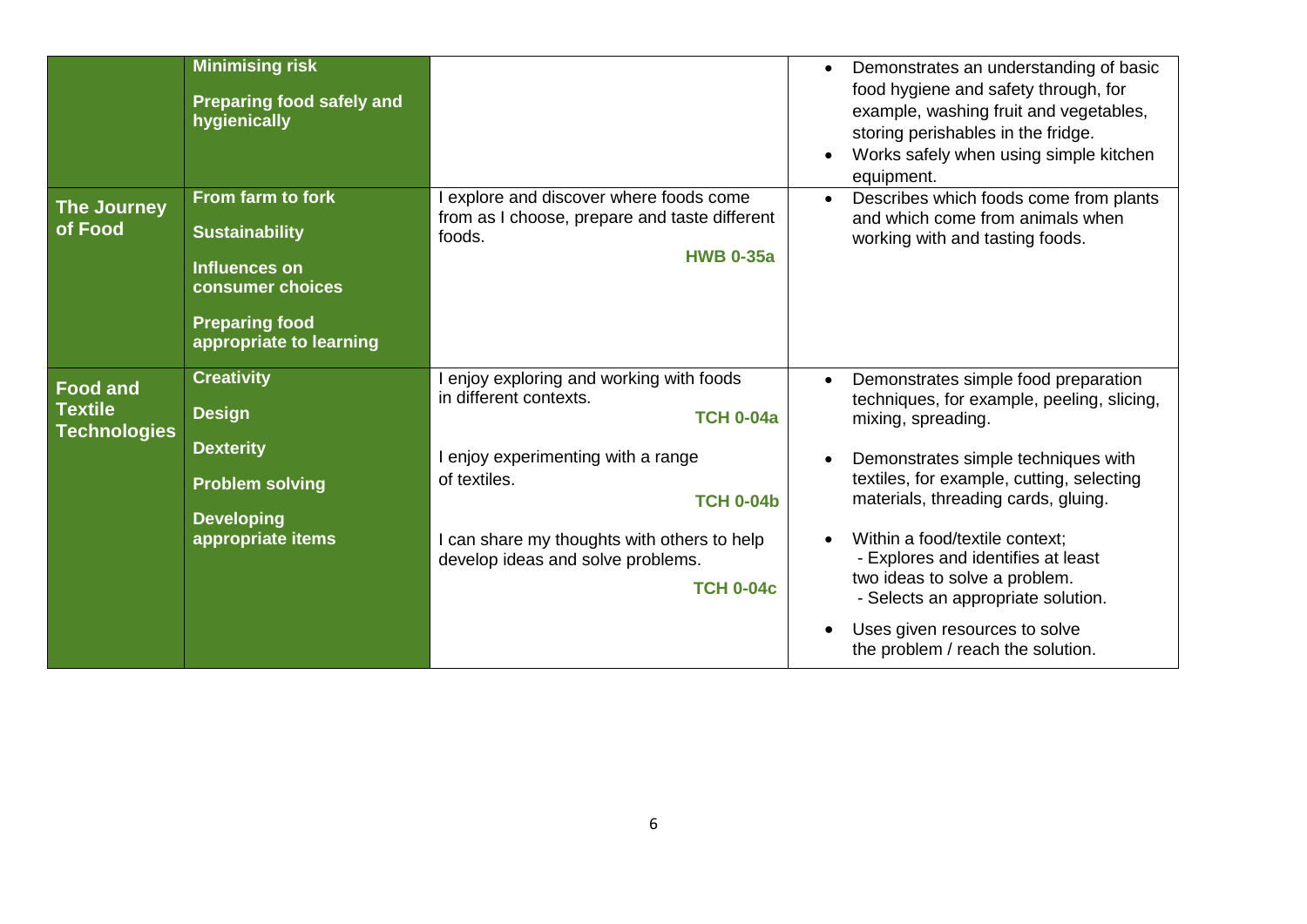| | | | |
|---|---|---|---|
| | **Minimising risk**<br><br>**Preparing food safely and hygienically** | | • Demonstrates an understanding of basic food hygiene and safety through, for example, washing fruit and vegetables, storing perishables in the fridge.<br>• Works safely when using simple kitchen equipment. |
| **The Journey of Food** | **From farm to fork**<br><br>**Sustainability**<br><br>**Influences on consumer choices**<br><br>**Preparing food appropriate to learning** | I explore and discover where foods come from as I choose, prepare and taste different foods.<br>**HWB 0-35a** | • Describes which foods come from plants and which come from animals when working with and tasting foods. |
| **Food and Textile Technologies** | **Creativity**<br><br>**Design**<br><br>**Dexterity**<br><br>**Problem solving**<br><br>**Developing appropriate items** | I enjoy exploring and working with foods in different contexts.<br>**TCH 0-04a**<br><br>I enjoy experimenting with a range of textiles.<br>**TCH 0-04b**<br><br>I can share my thoughts with others to help develop ideas and solve problems.<br>**TCH 0-04c** | • Demonstrates simple food preparation techniques, for example, peeling, slicing, mixing, spreading.<br><br>• Demonstrates simple techniques with textiles, for example, cutting, selecting materials, threading cards, gluing.<br><br>• Within a food/textile context;<br>- Explores and identifies at least two ideas to solve a problem.<br>- Selects an appropriate solution.<br><br>• Uses given resources to solve the problem / reach the solution. |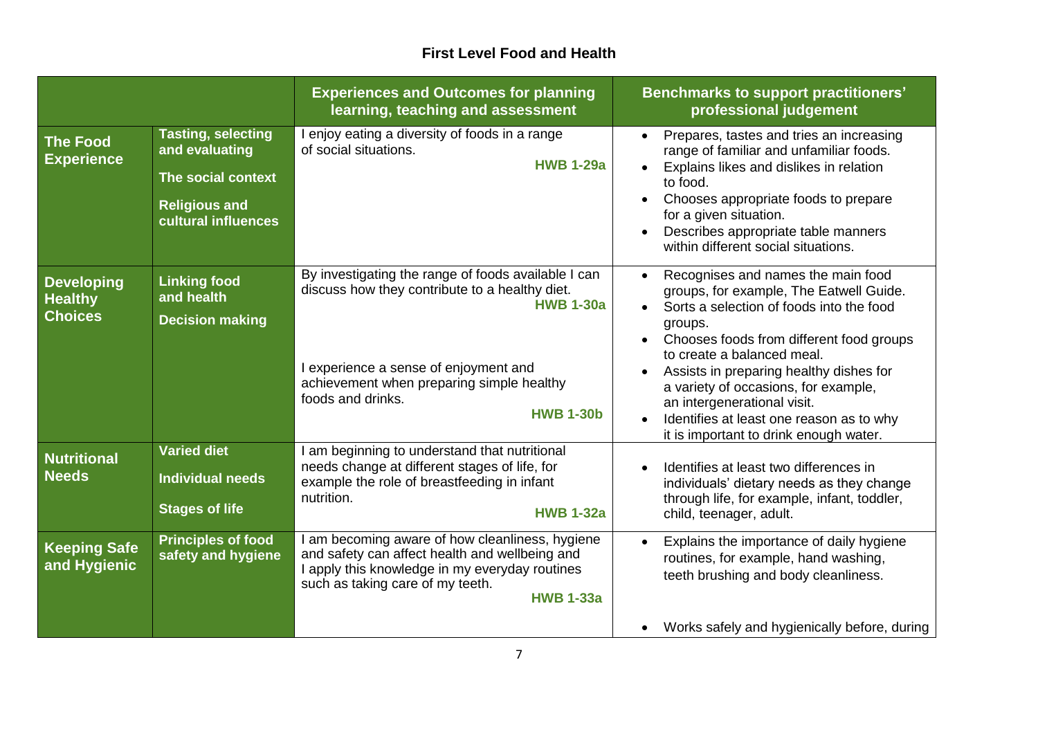## First Level Food and Health

| | | Experiences and Outcomes for planning learning, teaching and assessment | Benchmarks to support practitioners' professional judgement |
|---|---|---|---|
| **The Food Experience** | **Tasting, selecting and evaluating**<br><br>**The social context**<br><br>**Religious and cultural influences** | I enjoy eating a diversity of foods in a range of social situations.<br>**HWB 1-29a** | • Prepares, tastes and tries an increasing range of familiar and unfamiliar foods.<br>• Explains likes and dislikes in relation to food.<br>• Chooses appropriate foods to prepare for a given situation.<br>• Describes appropriate table manners within different social situations. |
| **Developing Healthy Choices** | **Linking food and health**<br><br>**Decision making** | By investigating the range of foods available I can discuss how they contribute to a healthy diet.<br>**HWB 1-30a**<br><br>I experience a sense of enjoyment and achievement when preparing simple healthy foods and drinks.<br>**HWB 1-30b** | • Recognises and names the main food groups, for example, The Eatwell Guide.<br>• Sorts a selection of foods into the food groups.<br>• Chooses foods from different food groups to create a balanced meal.<br>• Assists in preparing healthy dishes for a variety of occasions, for example, an intergenerational visit.<br>• Identifies at least one reason as to why it is important to drink enough water. |
| **Nutritional Needs** | **Varied diet**<br><br>**Individual needs**<br><br>**Stages of life** | I am beginning to understand that nutritional needs change at different stages of life, for example the role of breastfeeding in infant nutrition.<br>**HWB 1-32a** | • Identifies at least two differences in individuals' dietary needs as they change through life, for example, infant, toddler, child, teenager, adult. |
| **Keeping Safe and Hygienic** | **Principles of food safety and hygiene** | I am becoming aware of how cleanliness, hygiene and safety can affect health and wellbeing and I apply this knowledge in my everyday routines such as taking care of my teeth.<br>**HWB 1-33a** | • Explains the importance of daily hygiene routines, for example, hand washing, teeth brushing and body cleanliness.<br><br>• Works safely and hygienically before, during |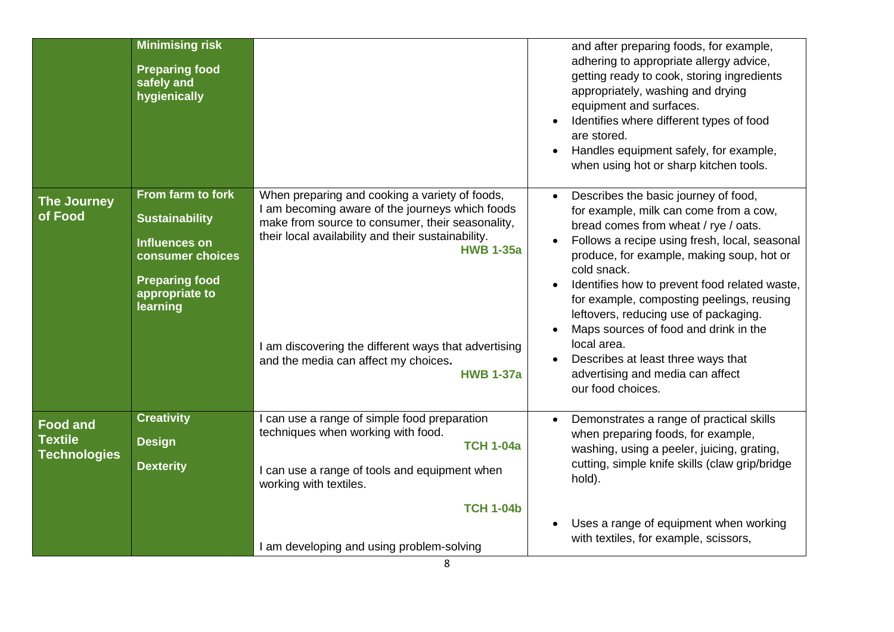| | | | |
|---|---|---|---|
| | **Minimising risk**<br><br>**Preparing food safely and hygienically** | | and after preparing foods, for example, adhering to appropriate allergy advice, getting ready to cook, storing ingredients appropriately, washing and drying equipment and surfaces.<br>• Identifies where different types of food are stored.<br>• Handles equipment safely, for example, when using hot or sharp kitchen tools. |
| **The Journey of Food** | **From farm to fork**<br><br>**Sustainability**<br><br>**Influences on consumer choices**<br><br>**Preparing food appropriate to learning** | When preparing and cooking a variety of foods, I am becoming aware of the journeys which foods make from source to consumer, their seasonality, their local availability and their sustainability. **HWB 1-35a**<br><br>I am discovering the different ways that advertising and the media can affect my choices. **HWB 1-37a** | • Describes the basic journey of food, for example, milk can come from a cow, bread comes from wheat / rye / oats.<br>• Follows a recipe using fresh, local, seasonal produce, for example, making soup, hot or cold snack.<br>• Identifies how to prevent food related waste, for example, composting peelings, reusing leftovers, reducing use of packaging.<br>• Maps sources of food and drink in the local area.<br>• Describes at least three ways that advertising and media can affect our food choices. |
| **Food and Textile Technologies** | **Creativity**<br><br>**Design**<br><br>**Dexterity** | I can use a range of simple food preparation techniques when working with food. **TCH 1-04a**<br><br>I can use a range of tools and equipment when working with textiles. **TCH 1-04b**<br><br>I am developing and using problem-solving | • Demonstrates a range of practical skills when preparing foods, for example, washing, using a peeler, juicing, grating, cutting, simple knife skills (claw grip/bridge hold).<br><br>• Uses a range of equipment when working with textiles, for example, scissors, |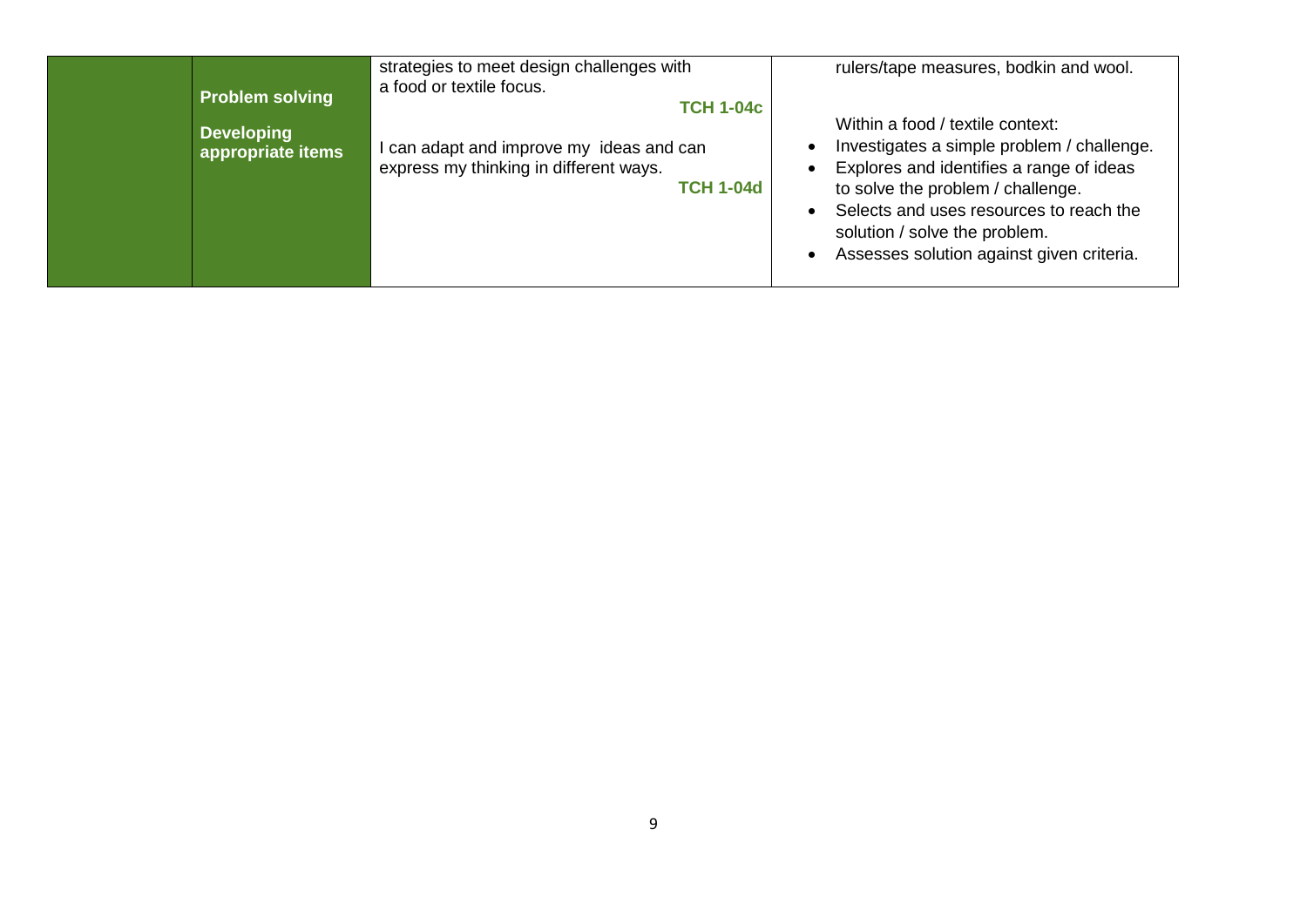| | | | |
|---|---|---|---|
| | **Problem solving**<br><br>**Developing appropriate items** | strategies to meet design challenges with a food or textile focus.<br>**TCH 1-04c**<br><br>I can adapt and improve my ideas and can express my thinking in different ways.<br>**TCH 1-04d** | rulers/tape measures, bodkin and wool.<br><br>Within a food / textile context:<br>• Investigates a simple problem / challenge.<br>• Explores and identifies a range of ideas to solve the problem / challenge.<br>• Selects and uses resources to reach the solution / solve the problem.<br>• Assesses solution against given criteria. |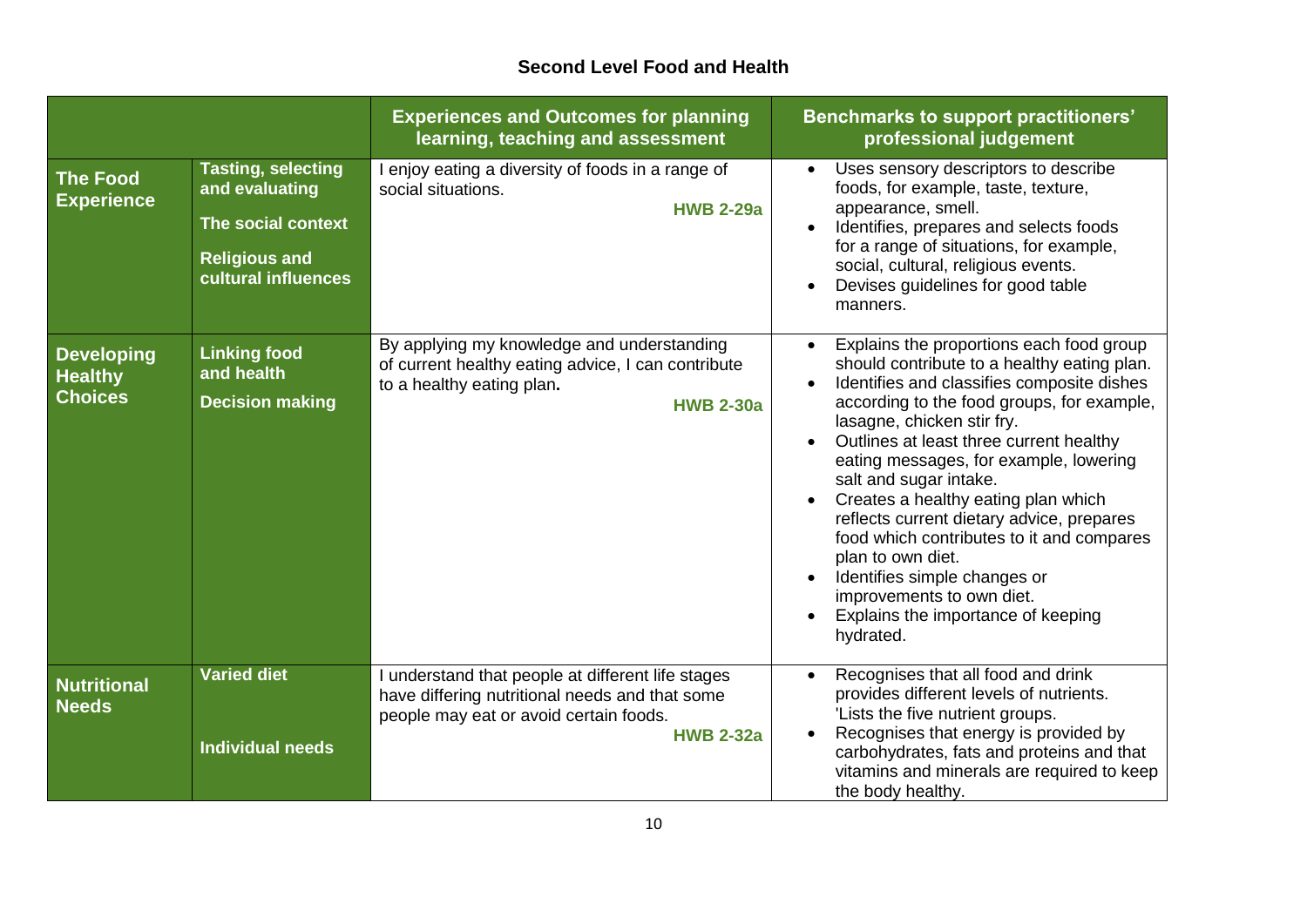## Second Level Food and Health

| | | Experiences and Outcomes for planning learning, teaching and assessment | Benchmarks to support practitioners' professional judgement |
|---|---|---|---|
| **The Food Experience** | **Tasting, selecting and evaluating**<br><br>**The social context**<br><br>**Religious and cultural influences** | I enjoy eating a diversity of foods in a range of social situations.<br>**HWB 2-29a** | • Uses sensory descriptors to describe foods, for example, taste, texture, appearance, smell.<br>• Identifies, prepares and selects foods for a range of situations, for example, social, cultural, religious events.<br>• Devises guidelines for good table manners. |
| **Developing Healthy Choices** | **Linking food and health**<br><br>**Decision making** | By applying my knowledge and understanding of current healthy eating advice, I can contribute to a healthy eating plan.<br>**HWB 2-30a** | • Explains the proportions each food group should contribute to a healthy eating plan.<br>• Identifies and classifies composite dishes according to the food groups, for example, lasagne, chicken stir fry.<br>• Outlines at least three current healthy eating messages, for example, lowering salt and sugar intake.<br>• Creates a healthy eating plan which reflects current dietary advice, prepares food which contributes to it and compares plan to own diet.<br>• Identifies simple changes or improvements to own diet.<br>• Explains the importance of keeping hydrated. |
| **Nutritional Needs** | **Varied diet**<br><br>**Individual needs** | I understand that people at different life stages have differing nutritional needs and that some people may eat or avoid certain foods.<br>**HWB 2-32a** | • Recognises that all food and drink provides different levels of nutrients. 'Lists the five nutrient groups.<br>• Recognises that energy is provided by carbohydrates, fats and proteins and that vitamins and minerals are required to keep the body healthy. |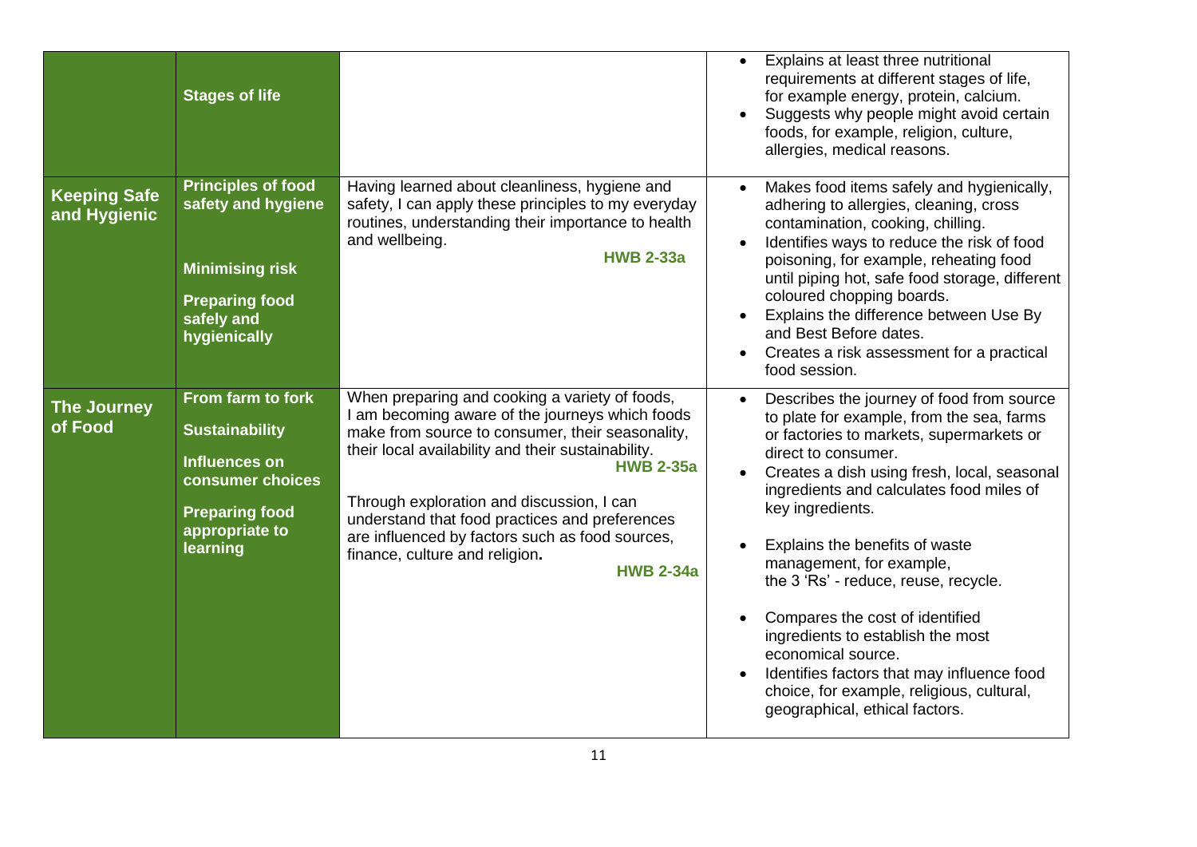| | | | |
|---|---|---|---|
| | **Stages of life** | | • Explains at least three nutritional requirements at different stages of life, for example energy, protein, calcium.<br>• Suggests why people might avoid certain foods, for example, religion, culture, allergies, medical reasons. |
| **Keeping Safe and Hygienic** | **Principles of food safety and hygiene**<br><br>**Minimising risk**<br><br>**Preparing food safely and hygienically** | Having learned about cleanliness, hygiene and safety, I can apply these principles to my everyday routines, understanding their importance to health and wellbeing.<br>**HWB 2-33a** | • Makes food items safely and hygienically, adhering to allergies, cleaning, cross contamination, cooking, chilling.<br>• Identifies ways to reduce the risk of food poisoning, for example, reheating food until piping hot, safe food storage, different coloured chopping boards.<br>• Explains the difference between Use By and Best Before dates.<br>• Creates a risk assessment for a practical food session. |
| **The Journey of Food** | **From farm to fork**<br><br>**Sustainability**<br><br>**Influences on consumer choices**<br><br>**Preparing food appropriate to learning** | When preparing and cooking a variety of foods, I am becoming aware of the journeys which foods make from source to consumer, their seasonality, their local availability and their sustainability.<br>**HWB 2-35a**<br><br>Through exploration and discussion, I can understand that food practices and preferences are influenced by factors such as food sources, finance, culture and religion.<br>**HWB 2-34a** | • Describes the journey of food from source to plate for example, from the sea, farms or factories to markets, supermarkets or direct to consumer.<br>• Creates a dish using fresh, local, seasonal ingredients and calculates food miles of key ingredients.<br>• Explains the benefits of waste management, for example, the 3 'Rs' - reduce, reuse, recycle.<br>• Compares the cost of identified ingredients to establish the most economical source.<br>• Identifies factors that may influence food choice, for example, religious, cultural, geographical, ethical factors. |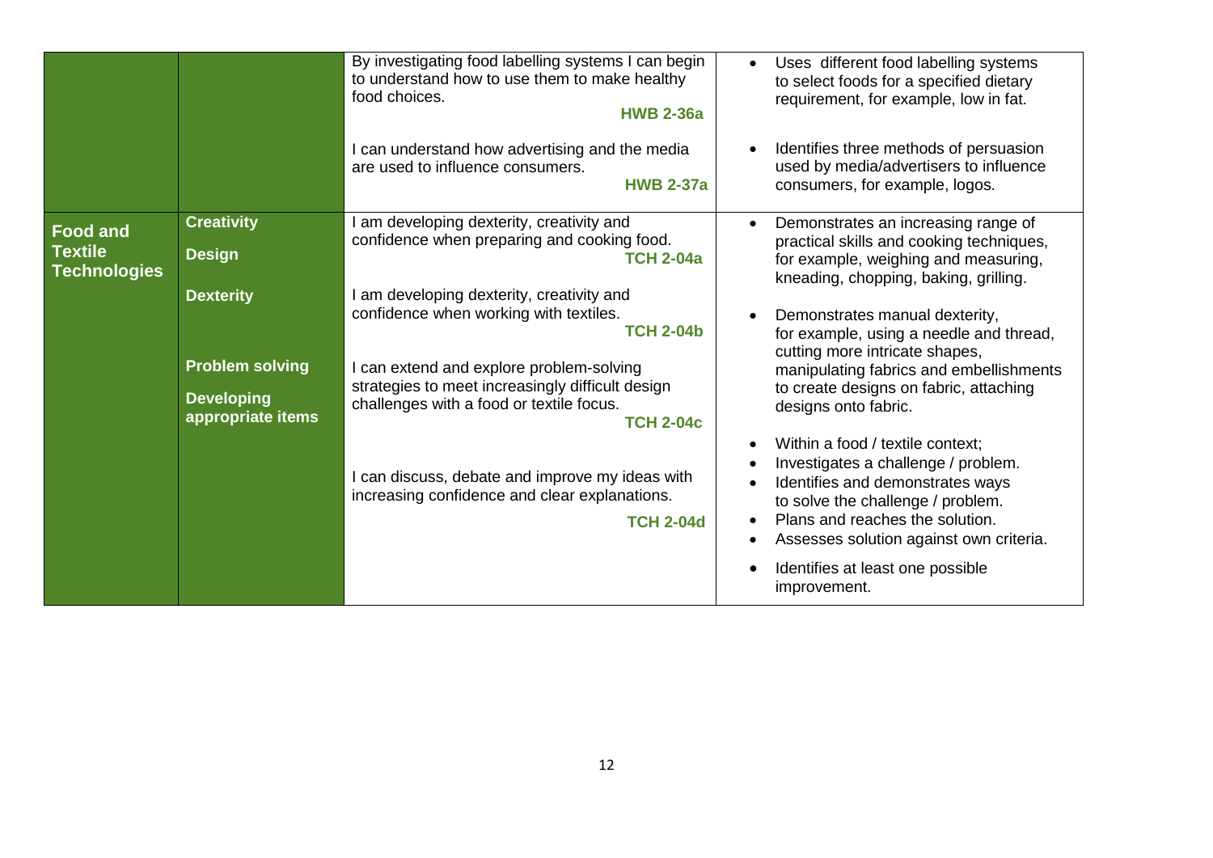| | | | |
|---|---|---|---|
| | | By investigating food labelling systems I can begin to understand how to use them to make healthy food choices. **HWB 2-36a**<br><br>I can understand how advertising and the media are used to influence consumers. **HWB 2-37a** | • Uses different food labelling systems to select foods for a specified dietary requirement, for example, low in fat.<br><br>• Identifies three methods of persuasion used by media/advertisers to influence consumers, for example, logos. |
| **Food and Textile Technologies** | **Creativity**<br><br>**Design**<br><br>**Dexterity**<br><br>**Problem solving**<br><br>**Developing appropriate items** | I am developing dexterity, creativity and confidence when preparing and cooking food. **TCH 2-04a**<br><br>I am developing dexterity, creativity and confidence when working with textiles. **TCH 2-04b**<br><br>I can extend and explore problem-solving strategies to meet increasingly difficult design challenges with a food or textile focus. **TCH 2-04c**<br><br>I can discuss, debate and improve my ideas with increasing confidence and clear explanations. **TCH 2-04d** | • Demonstrates an increasing range of practical skills and cooking techniques, for example, weighing and measuring, kneading, chopping, baking, grilling.<br><br>• Demonstrates manual dexterity, for example, using a needle and thread, cutting more intricate shapes, manipulating fabrics and embellishments to create designs on fabric, attaching designs onto fabric.<br><br>• Within a food / textile context;<br>• Investigates a challenge / problem.<br>• Identifies and demonstrates ways to solve the challenge / problem.<br>• Plans and reaches the solution.<br>• Assesses solution against own criteria.<br><br>• Identifies at least one possible improvement. |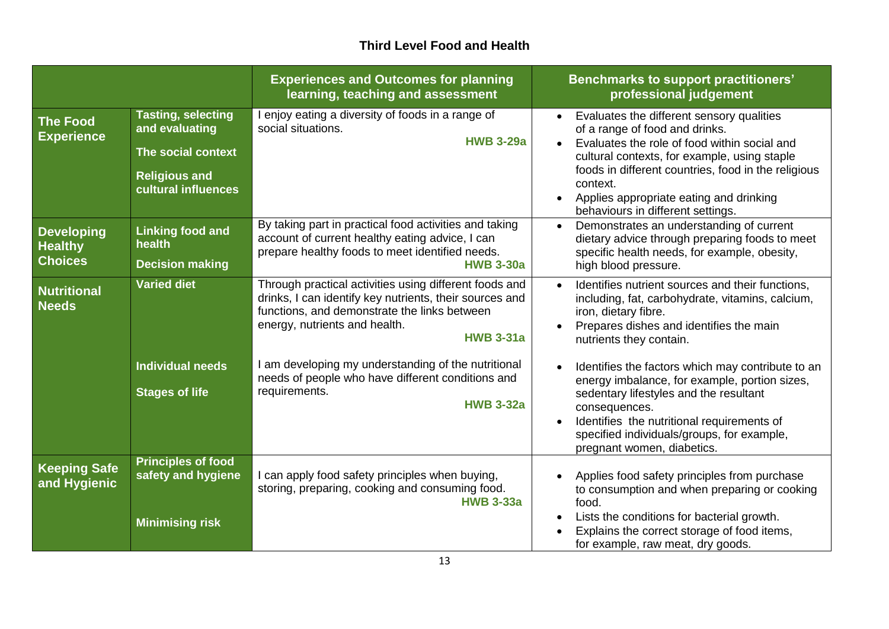## Third Level Food and Health

| | | Experiences and Outcomes for planning learning, teaching and assessment | Benchmarks to support practitioners' professional judgement |
|---|---|---|---|
| **The Food Experience** | **Tasting, selecting and evaluating**<br><br>**The social context**<br><br>**Religious and cultural influences** | I enjoy eating a diversity of foods in a range of social situations.<br>**HWB 3-29a** | • Evaluates the different sensory qualities of a range of food and drinks.<br>• Evaluates the role of food within social and cultural contexts, for example, using staple foods in different countries, food in the religious context.<br>• Applies appropriate eating and drinking behaviours in different settings. |
| **Developing Healthy Choices** | **Linking food and health**<br><br>**Decision making** | By taking part in practical food activities and taking account of current healthy eating advice, I can prepare healthy foods to meet identified needs.<br>**HWB 3-30a** | • Demonstrates an understanding of current dietary advice through preparing foods to meet specific health needs, for example, obesity, high blood pressure. |
| **Nutritional Needs** | **Varied diet** | Through practical activities using different foods and drinks, I can identify key nutrients, their sources and functions, and demonstrate the links between energy, nutrients and health.<br>**HWB 3-31a** | • Identifies nutrient sources and their functions, including, fat, carbohydrate, vitamins, calcium, iron, dietary fibre.<br>• Prepares dishes and identifies the main nutrients they contain. |
| | **Individual needs**<br><br>**Stages of life** | I am developing my understanding of the nutritional needs of people who have different conditions and requirements.<br>**HWB 3-32a** | • Identifies the factors which may contribute to an energy imbalance, for example, portion sizes, sedentary lifestyles and the resultant consequences.<br>• Identifies the nutritional requirements of specified individuals/groups, for example, pregnant women, diabetics. |
| **Keeping Safe and Hygienic** | **Principles of food safety and hygiene**<br><br>**Minimising risk** | I can apply food safety principles when buying, storing, preparing, cooking and consuming food.<br>**HWB 3-33a** | • Applies food safety principles from purchase to consumption and when preparing or cooking food.<br>• Lists the conditions for bacterial growth.<br>• Explains the correct storage of food items, for example, raw meat, dry goods. |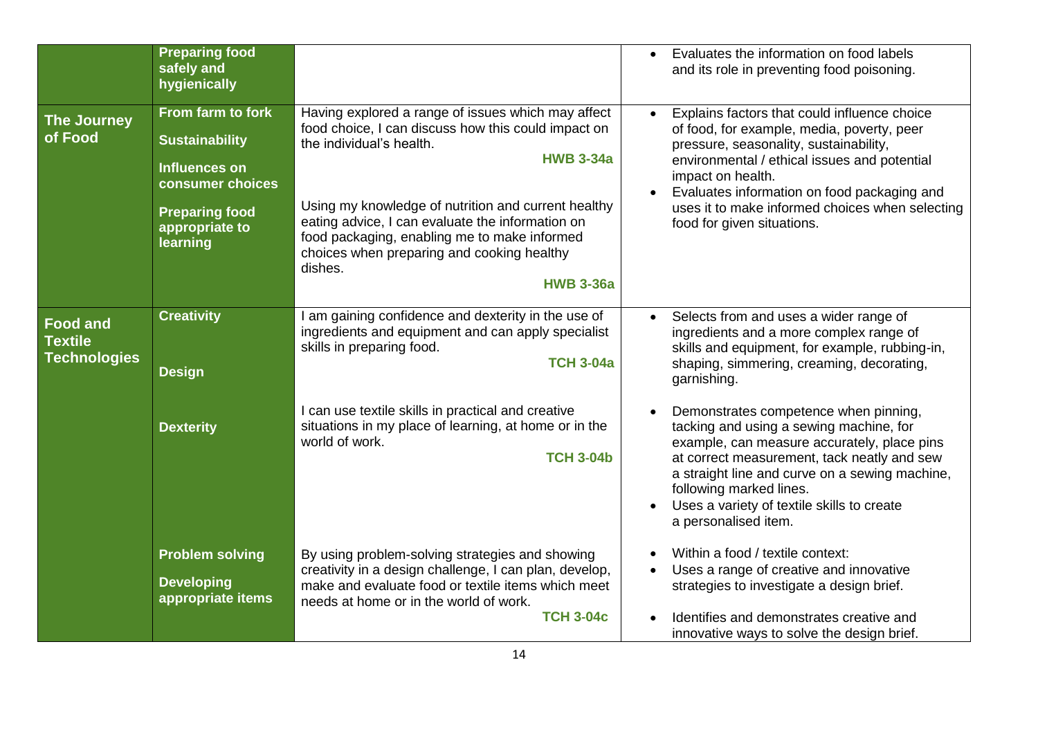| | | | |
|---|---|---|---|
| | **Preparing food safely and hygienically** | | • Evaluates the information on food labels and its role in preventing food poisoning. |
| **The Journey of Food** | **From farm to fork**<br><br>**Sustainability**<br><br>**Influences on consumer choices**<br><br>**Preparing food appropriate to learning** | Having explored a range of issues which may affect food choice, I can discuss how this could impact on the individual's health.<br>**HWB 3-34a**<br><br>Using my knowledge of nutrition and current healthy eating advice, I can evaluate the information on food packaging, enabling me to make informed choices when preparing and cooking healthy dishes.<br>**HWB 3-36a** | • Explains factors that could influence choice of food, for example, media, poverty, peer pressure, seasonality, sustainability, environmental / ethical issues and potential impact on health.<br>• Evaluates information on food packaging and uses it to make informed choices when selecting food for given situations. |
| **Food and Textile Technologies** | **Creativity**<br><br>**Design**<br><br>**Dexterity** | I am gaining confidence and dexterity in the use of ingredients and equipment and can apply specialist skills in preparing food.<br>**TCH 3-04a**<br><br>I can use textile skills in practical and creative situations in my place of learning, at home or in the world of work.<br>**TCH 3-04b** | • Selects from and uses a wider range of ingredients and a more complex range of skills and equipment, for example, rubbing-in, shaping, simmering, creaming, decorating, garnishing.<br><br>• Demonstrates competence when pinning, tacking and using a sewing machine, for example, can measure accurately, place pins at correct measurement, tack neatly and sew a straight line and curve on a sewing machine, following marked lines.<br>• Uses a variety of textile skills to create a personalised item. |
| | **Problem solving**<br><br>**Developing appropriate items** | By using problem-solving strategies and showing creativity in a design challenge, I can plan, develop, make and evaluate food or textile items which meet needs at home or in the world of work.<br>**TCH 3-04c** | • Within a food / textile context:<br>• Uses a range of creative and innovative strategies to investigate a design brief.<br><br>• Identifies and demonstrates creative and innovative ways to solve the design brief. |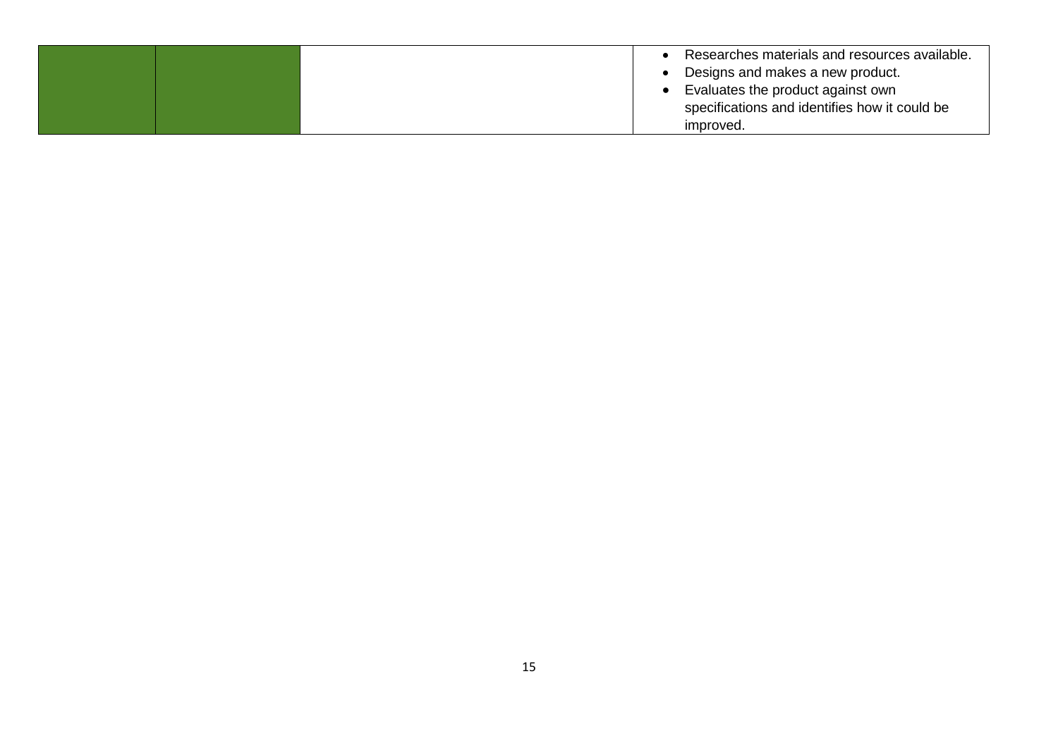| | | | |
|---|---|---|---|
| | | | • Researches materials and resources available.<br>• Designs and makes a new product.<br>• Evaluates the product against own specifications and identifies how it could be improved. |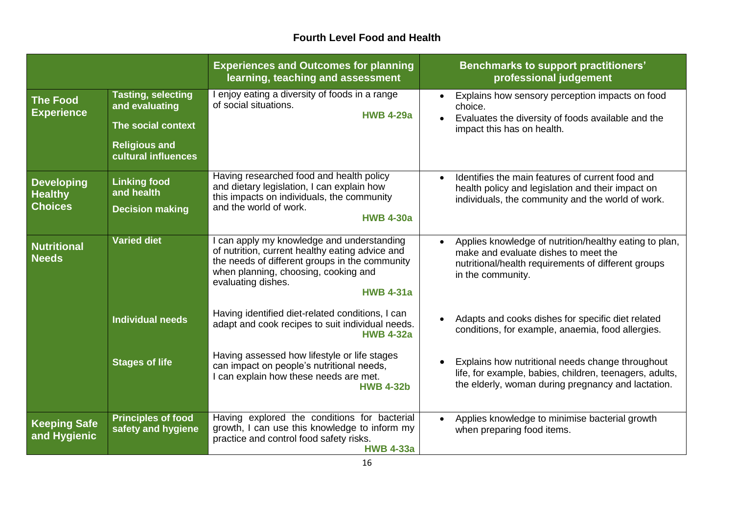# Fourth Level Food and Health

| | | Experiences and Outcomes for planning learning, teaching and assessment | Benchmarks to support practitioners' professional judgement |
|---|---|---|---|
| **The Food Experience** | **Tasting, selecting and evaluating**<br><br>**The social context**<br><br>**Religious and cultural influences** | I enjoy eating a diversity of foods in a range of social situations.<br>**HWB 4-29a** | • Explains how sensory perception impacts on food choice.<br>• Evaluates the diversity of foods available and the impact this has on health. |
| **Developing Healthy Choices** | **Linking food and health**<br><br>**Decision making** | Having researched food and health policy and dietary legislation, I can explain how this impacts on individuals, the community and the world of work.<br>**HWB 4-30a** | • Identifies the main features of current food and health policy and legislation and their impact on individuals, the community and the world of work. |
| **Nutritional Needs** | **Varied diet** | I can apply my knowledge and understanding of nutrition, current healthy eating advice and the needs of different groups in the community when planning, choosing, cooking and evaluating dishes.<br>**HWB 4-31a** | • Applies knowledge of nutrition/healthy eating to plan, make and evaluate dishes to meet the nutritional/health requirements of different groups in the community. |
| | **Individual needs** | Having identified diet-related conditions, I can adapt and cook recipes to suit individual needs.<br>**HWB 4-32a** | • Adapts and cooks dishes for specific diet related conditions, for example, anaemia, food allergies. |
| | **Stages of life** | Having assessed how lifestyle or life stages can impact on people's nutritional needs, I can explain how these needs are met.<br>**HWB 4-32b** | • Explains how nutritional needs change throughout life, for example, babies, children, teenagers, adults, the elderly, woman during pregnancy and lactation. |
| **Keeping Safe and Hygienic** | **Principles of food safety and hygiene** | Having explored the conditions for bacterial growth, I can use this knowledge to inform my practice and control food safety risks.<br>**HWB 4-33a** | • Applies knowledge to minimise bacterial growth when preparing food items. |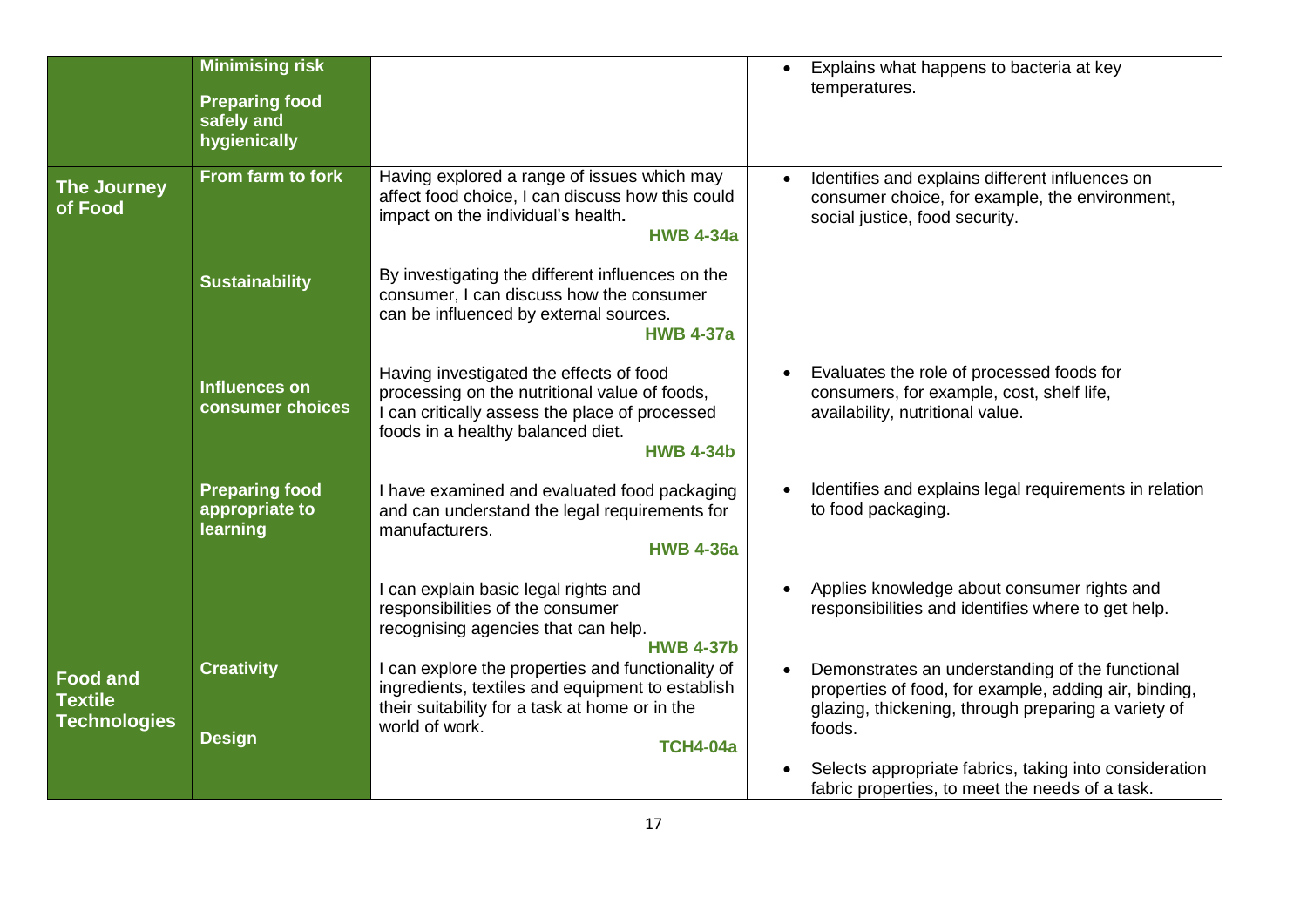| | | | |
|---|---|---|---|
| | **Minimising risk**<br><br>**Preparing food safely and hygienically** | | • Explains what happens to bacteria at key temperatures. |
| **The Journey of Food** | **From farm to fork** | Having explored a range of issues which may affect food choice, I can discuss how this could impact on the individual's health. **HWB 4-34a** | • Identifies and explains different influences on consumer choice, for example, the environment, social justice, food security. |
| | **Sustainability** | By investigating the different influences on the consumer, I can discuss how the consumer can be influenced by external sources. **HWB 4-37a** | |
| | **Influences on consumer choices** | Having investigated the effects of food processing on the nutritional value of foods, I can critically assess the place of processed foods in a healthy balanced diet. **HWB 4-34b** | • Evaluates the role of processed foods for consumers, for example, cost, shelf life, availability, nutritional value. |
| | **Preparing food appropriate to learning** | I have examined and evaluated food packaging and can understand the legal requirements for manufacturers. **HWB 4-36a** | • Identifies and explains legal requirements in relation to food packaging. |
| | | I can explain basic legal rights and responsibilities of the consumer recognising agencies that can help. **HWB 4-37b** | • Applies knowledge about consumer rights and responsibilities and identifies where to get help. |
| **Food and Textile Technologies** | **Creativity**<br><br>**Design** | I can explore the properties and functionality of ingredients, textiles and equipment to establish their suitability for a task at home or in the world of work. **TCH4-04a** | • Demonstrates an understanding of the functional properties of food, for example, adding air, binding, glazing, thickening, through preparing a variety of foods.<br><br>• Selects appropriate fabrics, taking into consideration fabric properties, to meet the needs of a task. |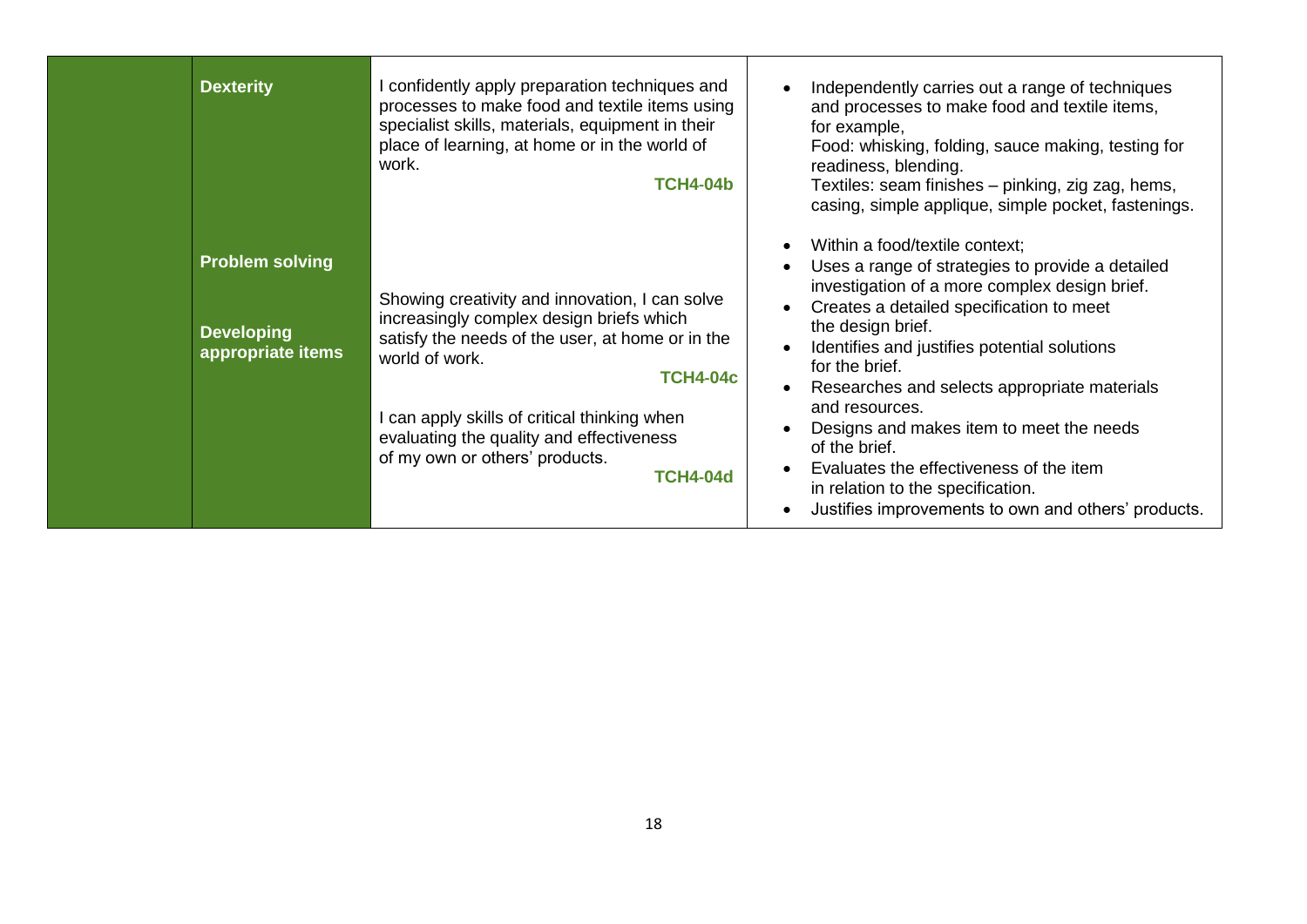| | | | |
|---|---|---|---|
| | **Dexterity** | I confidently apply preparation techniques and processes to make food and textile items using specialist skills, materials, equipment in their place of learning, at home or in the world of work. **TCH4-04b** | • Independently carries out a range of techniques and processes to make food and textile items, for example, Food: whisking, folding, sauce making, testing for readiness, blending. Textiles: seam finishes – pinking, zig zag, hems, casing, simple applique, simple pocket, fastenings. |
| | **Problem solving**<br><br>**Developing appropriate items** | Showing creativity and innovation, I can solve increasingly complex design briefs which satisfy the needs of the user, at home or in the world of work. **TCH4-04c**<br><br>I can apply skills of critical thinking when evaluating the quality and effectiveness of my own or others' products. **TCH4-04d** | • Within a food/textile context;<br>• Uses a range of strategies to provide a detailed investigation of a more complex design brief.<br>• Creates a detailed specification to meet the design brief.<br>• Identifies and justifies potential solutions for the brief.<br>• Researches and selects appropriate materials and resources.<br>• Designs and makes item to meet the needs of the brief.<br>• Evaluates the effectiveness of the item in relation to the specification.<br>• Justifies improvements to own and others' products. |